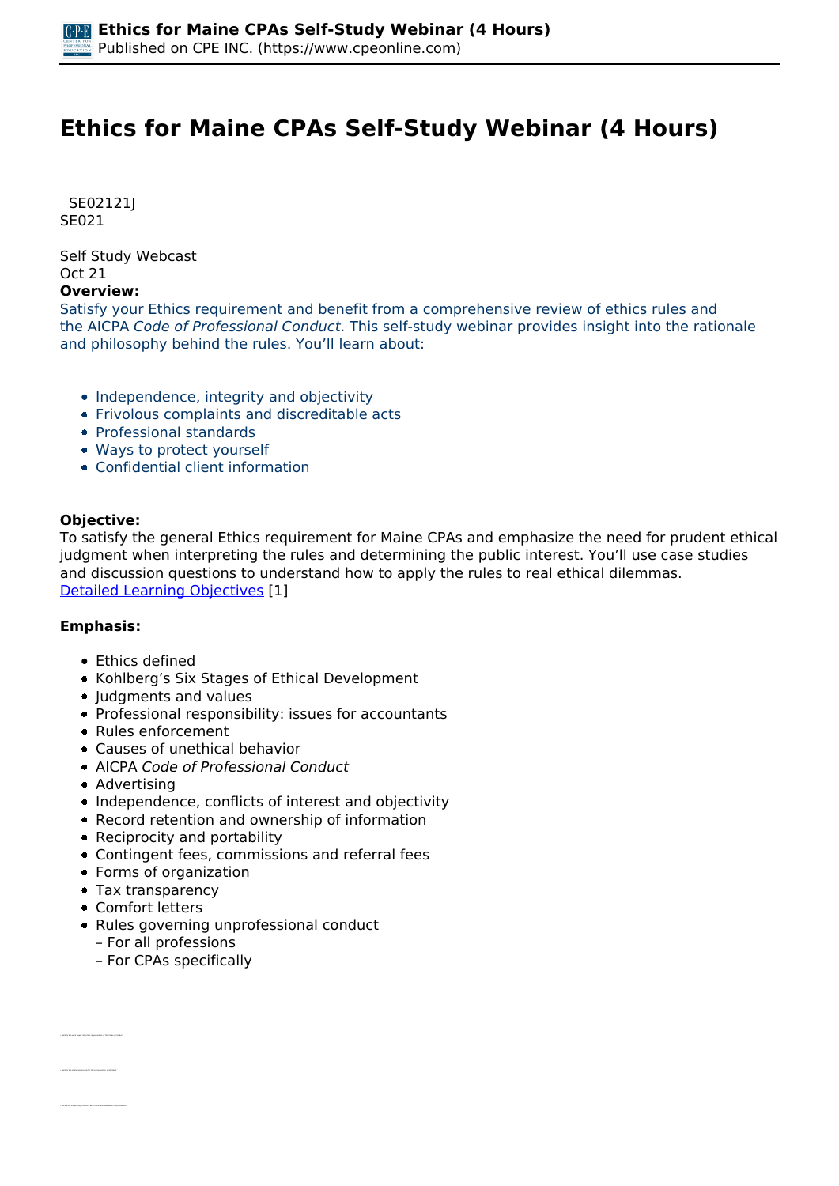# Ethics for Maine CPAs Self-Study Webinar (4 Hours)

SE02121J
SE021

Self Study Webcast
Oct 21

**Overview:**

Satisfy your Ethics requirement and benefit from a comprehensive review of ethics rules and the AICPA *Code of Professional Conduct*. This self-study webinar provides insight into the rationale and philosophy behind the rules. You'll learn about:

- Independence, integrity and objectivity
- Frivolous complaints and discreditable acts
- Professional standards
- Ways to protect yourself
- Confidential client information

**Objective:**

To satisfy the general Ethics requirement for Maine CPAs and emphasize the need for prudent ethical judgment when interpreting the rules and determining the public interest. You'll use case studies and discussion questions to understand how to apply the rules to real ethical dilemmas.
Detailed Learning Objectives [1]

**Emphasis:**

- Ethics defined
- Kohlberg's Six Stages of Ethical Development
- Judgments and values
- Professional responsibility: issues for accountants
- Rules enforcement
- Causes of unethical behavior
- AICPA *Code of Professional Conduct*
- Advertising
- Independence, conflicts of interest and objectivity
- Record retention and ownership of information
- Reciprocity and portability
- Contingent fees, commissions and referral fees
- Forms of organization
- Tax transparency
- Comfort letters
- Rules governing unprofessional conduct
  – For all professions
  – For CPAs specifically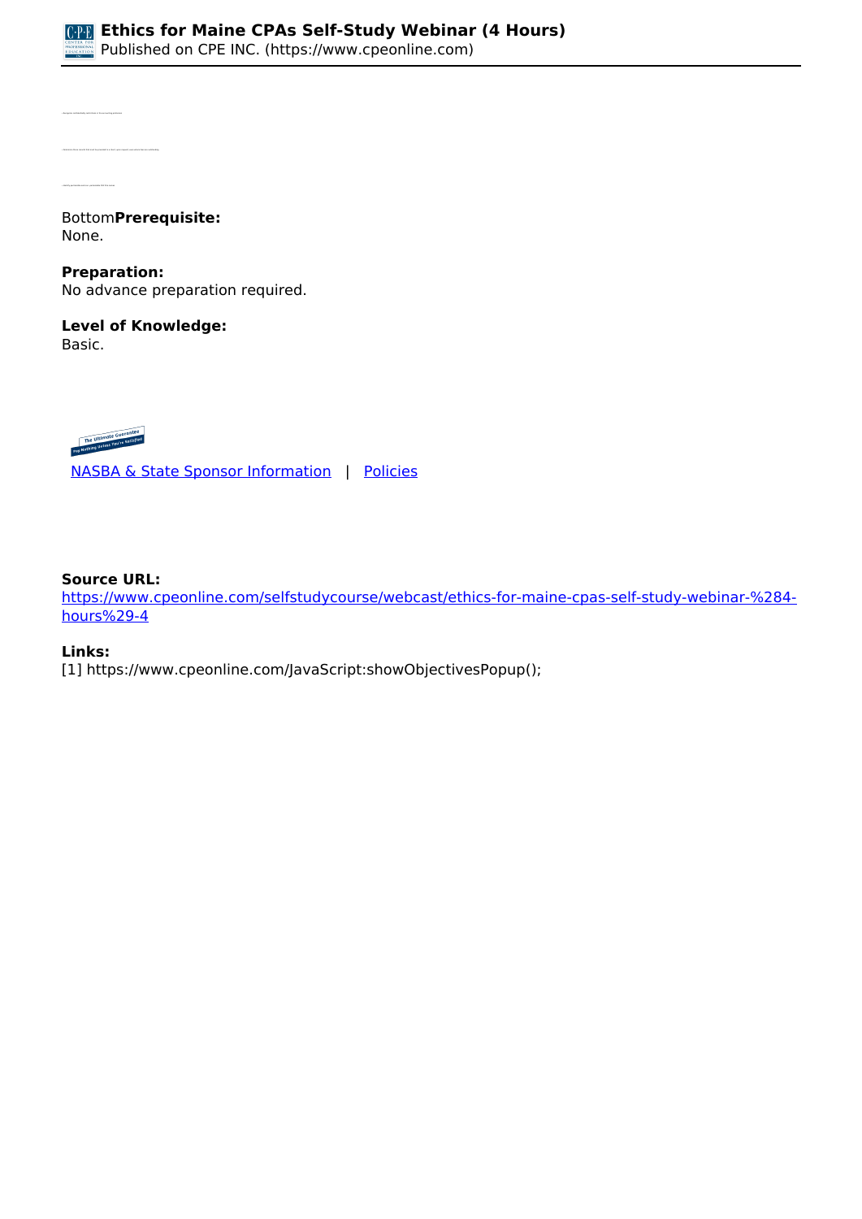BottomPrerequisite:
None.

**Preparation:**
No advance preparation required.

**Level of Knowledge:**
Basic.

NASBA & State Sponsor Information | Policies

**Source URL:**
https://www.cpeonline.com/selfstudycourse/webcast/ethics-for-maine-cpas-self-study-webinar-%284-hours%29-4

**Links:**
[1] https://www.cpeonline.com/JavaScript:showObjectivesPopup();